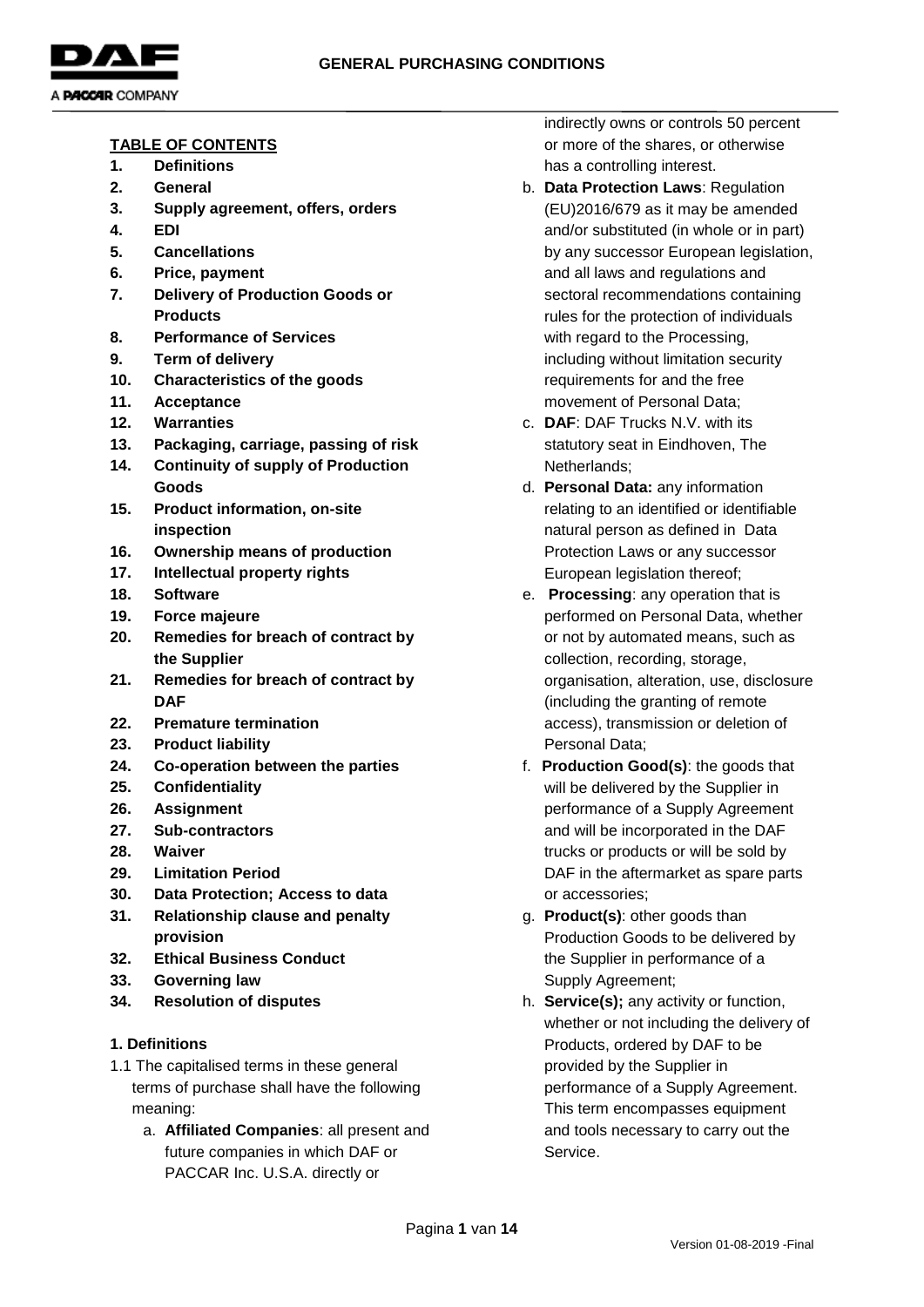# GENERAL PURCHASING CONDITIONS

**TABLE OF CONTENTS**

1. **Definitions**
2. **General**
3. **Supply agreement, offers, orders**
4. **EDI**
5. **Cancellations**
6. **Price, payment**
7. **Delivery of Production Goods or Products**
8. **Performance of Services**
9. **Term of delivery**
10. **Characteristics of the goods**
11. **Acceptance**
12. **Warranties**
13. **Packaging, carriage, passing of risk**
14. **Continuity of supply of Production Goods**
15. **Product information, on-site inspection**
16. **Ownership means of production**
17. **Intellectual property rights**
18. **Software**
19. **Force majeure**
20. **Remedies for breach of contract by the Supplier**
21. **Remedies for breach of contract by DAF**
22. **Premature termination**
23. **Product liability**
24. **Co-operation between the parties**
25. **Confidentiality**
26. **Assignment**
27. **Sub-contractors**
28. **Waiver**
29. **Limitation Period**
30. **Data Protection; Access to data**
31. **Relationship clause and penalty provision**
32. **Ethical Business Conduct**
33. **Governing law**
34. **Resolution of disputes**

## 1. Definitions

1.1 The capitalised terms in these general terms of purchase shall have the following meaning:

a. **Affiliated Companies**: all present and future companies in which DAF or PACCAR Inc. U.S.A. directly or indirectly owns or controls 50 percent or more of the shares, or otherwise has a controlling interest.

b. **Data Protection Laws**: Regulation (EU)2016/679 as it may be amended and/or substituted (in whole or in part) by any successor European legislation, and all laws and regulations and sectoral recommendations containing rules for the protection of individuals with regard to the Processing, including without limitation security requirements for and the free movement of Personal Data;

c. **DAF**: DAF Trucks N.V. with its statutory seat in Eindhoven, The Netherlands;

d. **Personal Data:** any information relating to an identified or identifiable natural person as defined in Data Protection Laws or any successor European legislation thereof;

e. **Processing**: any operation that is performed on Personal Data, whether or not by automated means, such as collection, recording, storage, organisation, alteration, use, disclosure (including the granting of remote access), transmission or deletion of Personal Data;

f. **Production Good(s)**: the goods that will be delivered by the Supplier in performance of a Supply Agreement and will be incorporated in the DAF trucks or products or will be sold by DAF in the aftermarket as spare parts or accessories;

g. **Product(s)**: other goods than Production Goods to be delivered by the Supplier in performance of a Supply Agreement;

h. **Service(s);** any activity or function, whether or not including the delivery of Products, ordered by DAF to be provided by the Supplier in performance of a Supply Agreement. This term encompasses equipment and tools necessary to carry out the Service.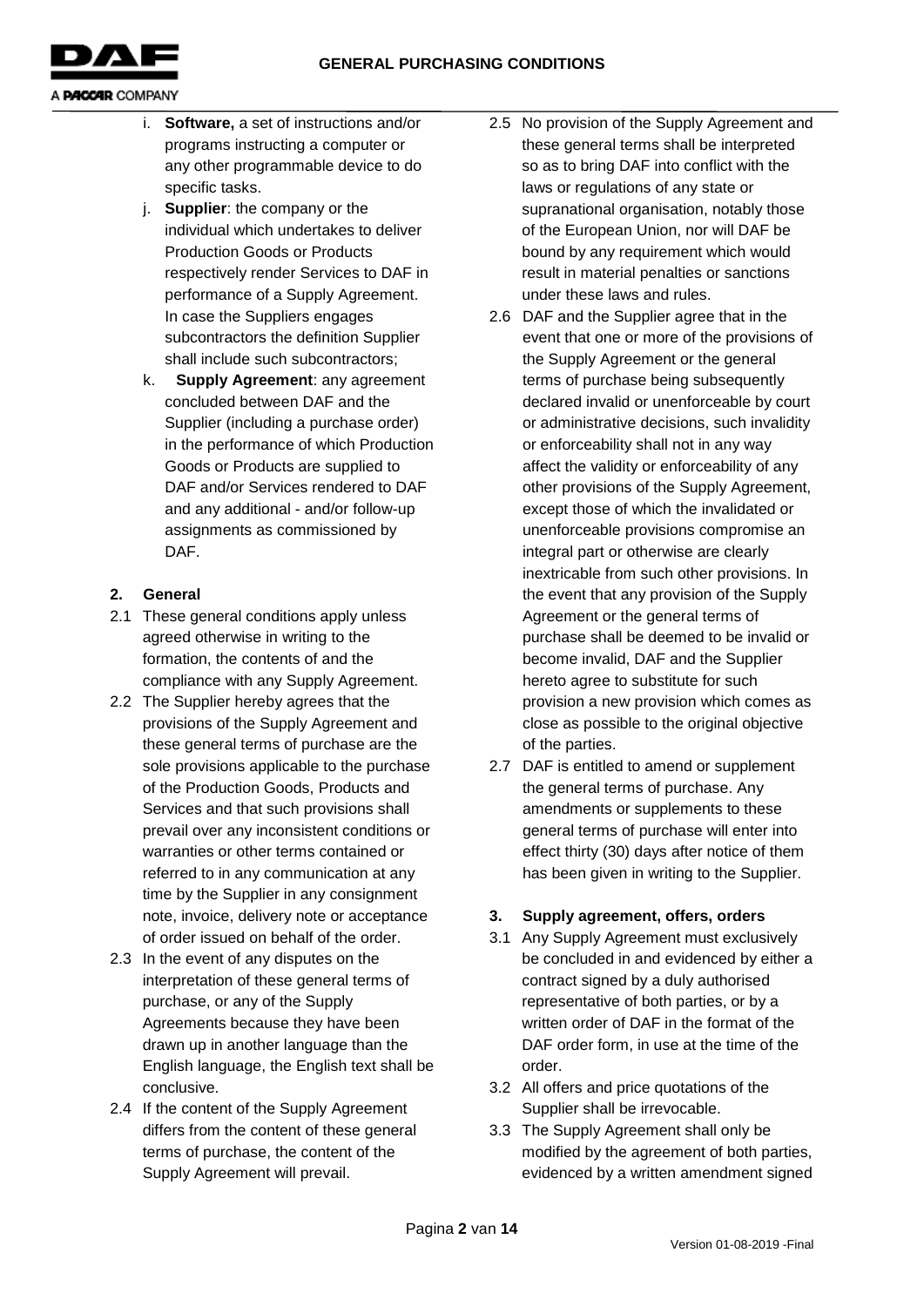i. **Software,** a set of instructions and/or programs instructing a computer or any other programmable device to do specific tasks.

j. **Supplier**: the company or the individual which undertakes to deliver Production Goods or Products respectively render Services to DAF in performance of a Supply Agreement. In case the Suppliers engages subcontractors the definition Supplier shall include such subcontractors;

k. **Supply Agreement**: any agreement concluded between DAF and the Supplier (including a purchase order) in the performance of which Production Goods or Products are supplied to DAF and/or Services rendered to DAF and any additional - and/or follow-up assignments as commissioned by DAF.

## 2. General

2.1 These general conditions apply unless agreed otherwise in writing to the formation, the contents of and the compliance with any Supply Agreement.

2.2 The Supplier hereby agrees that the provisions of the Supply Agreement and these general terms of purchase are the sole provisions applicable to the purchase of the Production Goods, Products and Services and that such provisions shall prevail over any inconsistent conditions or warranties or other terms contained or referred to in any communication at any time by the Supplier in any consignment note, invoice, delivery note or acceptance of order issued on behalf of the order.

2.3 In the event of any disputes on the interpretation of these general terms of purchase, or any of the Supply Agreements because they have been drawn up in another language than the English language, the English text shall be conclusive.

2.4 If the content of the Supply Agreement differs from the content of these general terms of purchase, the content of the Supply Agreement will prevail.

2.5 No provision of the Supply Agreement and these general terms shall be interpreted so as to bring DAF into conflict with the laws or regulations of any state or supranational organisation, notably those of the European Union, nor will DAF be bound by any requirement which would result in material penalties or sanctions under these laws and rules.

2.6 DAF and the Supplier agree that in the event that one or more of the provisions of the Supply Agreement or the general terms of purchase being subsequently declared invalid or unenforceable by court or administrative decisions, such invalidity or enforceability shall not in any way affect the validity or enforceability of any other provisions of the Supply Agreement, except those of which the invalidated or unenforceable provisions compromise an integral part or otherwise are clearly inextricable from such other provisions. In the event that any provision of the Supply Agreement or the general terms of purchase shall be deemed to be invalid or become invalid, DAF and the Supplier hereto agree to substitute for such provision a new provision which comes as close as possible to the original objective of the parties.

2.7 DAF is entitled to amend or supplement the general terms of purchase. Any amendments or supplements to these general terms of purchase will enter into effect thirty (30) days after notice of them has been given in writing to the Supplier.

## 3. Supply agreement, offers, orders

3.1 Any Supply Agreement must exclusively be concluded in and evidenced by either a contract signed by a duly authorised representative of both parties, or by a written order of DAF in the format of the DAF order form, in use at the time of the order.

3.2 All offers and price quotations of the Supplier shall be irrevocable.

3.3 The Supply Agreement shall only be modified by the agreement of both parties, evidenced by a written amendment signed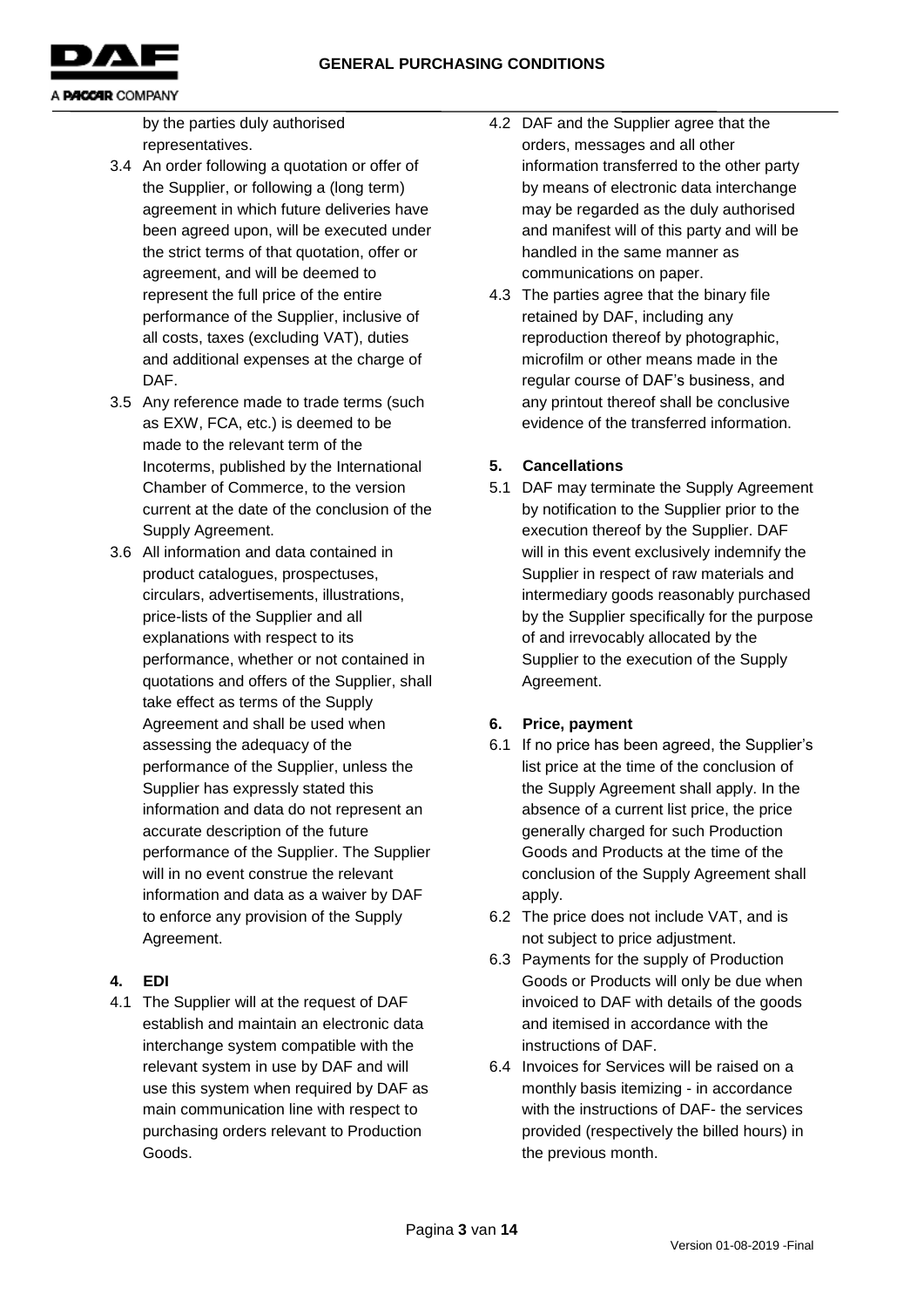by the parties duly authorised representatives.

3.4 An order following a quotation or offer of the Supplier, or following a (long term) agreement in which future deliveries have been agreed upon, will be executed under the strict terms of that quotation, offer or agreement, and will be deemed to represent the full price of the entire performance of the Supplier, inclusive of all costs, taxes (excluding VAT), duties and additional expenses at the charge of DAF.

3.5 Any reference made to trade terms (such as EXW, FCA, etc.) is deemed to be made to the relevant term of the Incoterms, published by the International Chamber of Commerce, to the version current at the date of the conclusion of the Supply Agreement.

3.6 All information and data contained in product catalogues, prospectuses, circulars, advertisements, illustrations, price-lists of the Supplier and all explanations with respect to its performance, whether or not contained in quotations and offers of the Supplier, shall take effect as terms of the Supply Agreement and shall be used when assessing the adequacy of the performance of the Supplier, unless the Supplier has expressly stated this information and data do not represent an accurate description of the future performance of the Supplier. The Supplier will in no event construe the relevant information and data as a waiver by DAF to enforce any provision of the Supply Agreement.

## 4. EDI

4.1 The Supplier will at the request of DAF establish and maintain an electronic data interchange system compatible with the relevant system in use by DAF and will use this system when required by DAF as main communication line with respect to purchasing orders relevant to Production Goods.

4.2 DAF and the Supplier agree that the orders, messages and all other information transferred to the other party by means of electronic data interchange may be regarded as the duly authorised and manifest will of this party and will be handled in the same manner as communications on paper.

4.3 The parties agree that the binary file retained by DAF, including any reproduction thereof by photographic, microfilm or other means made in the regular course of DAF's business, and any printout thereof shall be conclusive evidence of the transferred information.

## 5. Cancellations

5.1 DAF may terminate the Supply Agreement by notification to the Supplier prior to the execution thereof by the Supplier. DAF will in this event exclusively indemnify the Supplier in respect of raw materials and intermediary goods reasonably purchased by the Supplier specifically for the purpose of and irrevocably allocated by the Supplier to the execution of the Supply Agreement.

## 6. Price, payment

6.1 If no price has been agreed, the Supplier's list price at the time of the conclusion of the Supply Agreement shall apply. In the absence of a current list price, the price generally charged for such Production Goods and Products at the time of the conclusion of the Supply Agreement shall apply.

6.2 The price does not include VAT, and is not subject to price adjustment.

6.3 Payments for the supply of Production Goods or Products will only be due when invoiced to DAF with details of the goods and itemised in accordance with the instructions of DAF.

6.4 Invoices for Services will be raised on a monthly basis itemizing - in accordance with the instructions of DAF- the services provided (respectively the billed hours) in the previous month.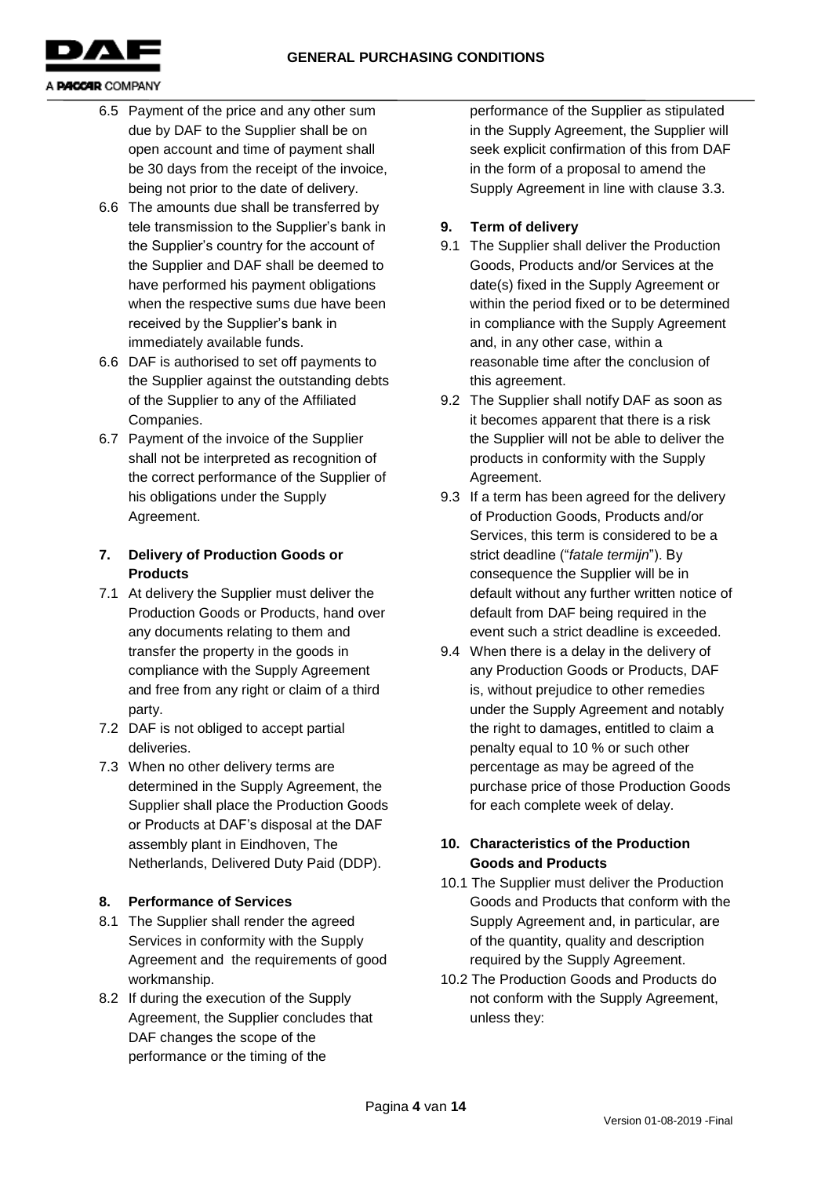6.5 Payment of the price and any other sum due by DAF to the Supplier shall be on open account and time of payment shall be 30 days from the receipt of the invoice, being not prior to the date of delivery.

6.6 The amounts due shall be transferred by tele transmission to the Supplier's bank in the Supplier's country for the account of the Supplier and DAF shall be deemed to have performed his payment obligations when the respective sums due have been received by the Supplier's bank in immediately available funds.

6.6 DAF is authorised to set off payments to the Supplier against the outstanding debts of the Supplier to any of the Affiliated Companies.

6.7 Payment of the invoice of the Supplier shall not be interpreted as recognition of the correct performance of the Supplier of his obligations under the Supply Agreement.

## 7. Delivery of Production Goods or Products

7.1 At delivery the Supplier must deliver the Production Goods or Products, hand over any documents relating to them and transfer the property in the goods in compliance with the Supply Agreement and free from any right or claim of a third party.

7.2 DAF is not obliged to accept partial deliveries.

7.3 When no other delivery terms are determined in the Supply Agreement, the Supplier shall place the Production Goods or Products at DAF's disposal at the DAF assembly plant in Eindhoven, The Netherlands, Delivered Duty Paid (DDP).

## 8. Performance of Services

8.1 The Supplier shall render the agreed Services in conformity with the Supply Agreement and the requirements of good workmanship.

8.2 If during the execution of the Supply Agreement, the Supplier concludes that DAF changes the scope of the performance or the timing of the performance of the Supplier as stipulated in the Supply Agreement, the Supplier will seek explicit confirmation of this from DAF in the form of a proposal to amend the Supply Agreement in line with clause 3.3.

## 9. Term of delivery

9.1 The Supplier shall deliver the Production Goods, Products and/or Services at the date(s) fixed in the Supply Agreement or within the period fixed or to be determined in compliance with the Supply Agreement and, in any other case, within a reasonable time after the conclusion of this agreement.

9.2 The Supplier shall notify DAF as soon as it becomes apparent that there is a risk the Supplier will not be able to deliver the products in conformity with the Supply Agreement.

9.3 If a term has been agreed for the delivery of Production Goods, Products and/or Services, this term is considered to be a strict deadline ("*fatale termijn*"). By consequence the Supplier will be in default without any further written notice of default from DAF being required in the event such a strict deadline is exceeded.

9.4 When there is a delay in the delivery of any Production Goods or Products, DAF is, without prejudice to other remedies under the Supply Agreement and notably the right to damages, entitled to claim a penalty equal to 10 % or such other percentage as may be agreed of the purchase price of those Production Goods for each complete week of delay.

## 10. Characteristics of the Production Goods and Products

10.1 The Supplier must deliver the Production Goods and Products that conform with the Supply Agreement and, in particular, are of the quantity, quality and description required by the Supply Agreement.

10.2 The Production Goods and Products do not conform with the Supply Agreement, unless they: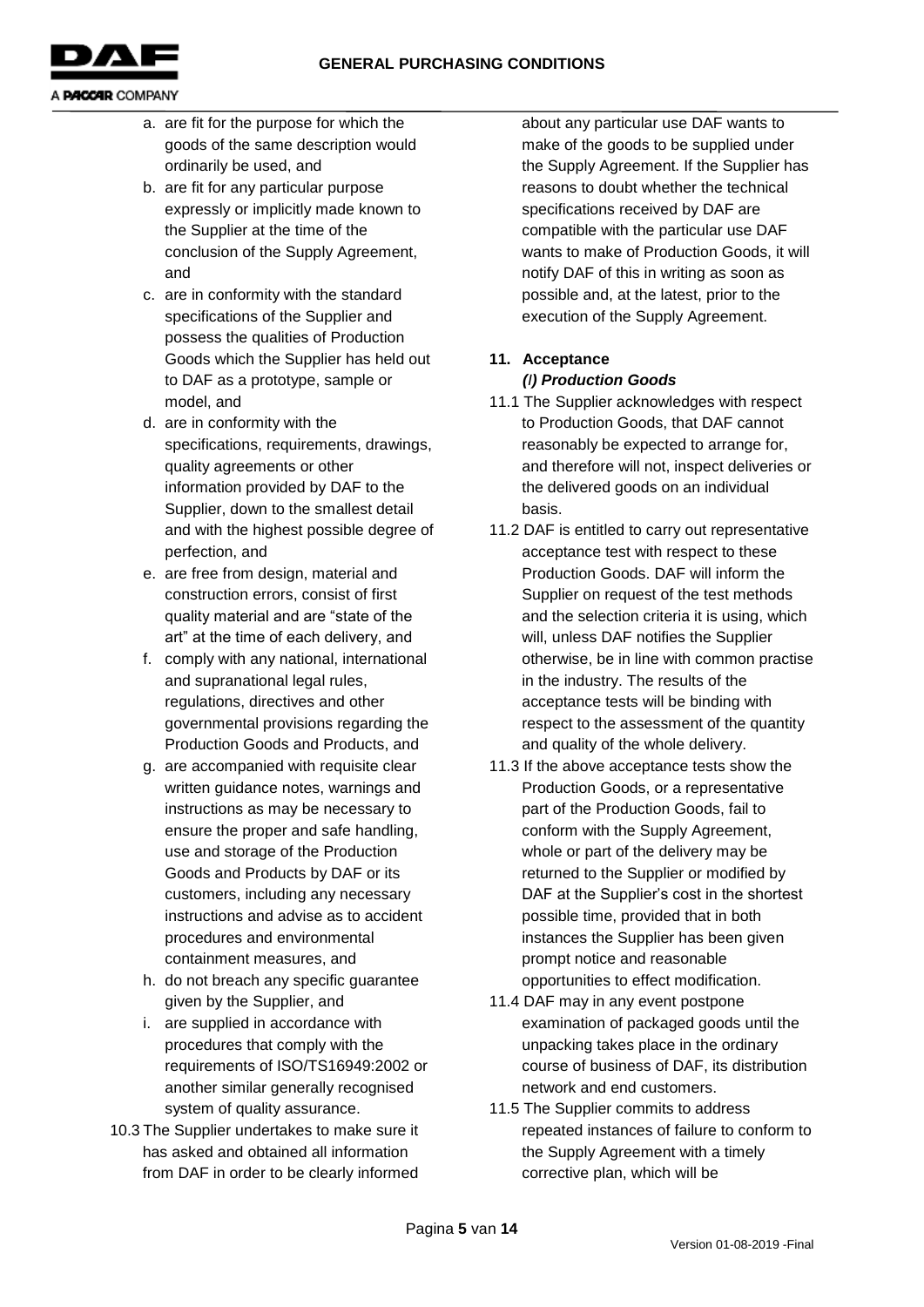a. are fit for the purpose for which the goods of the same description would ordinarily be used, and
b. are fit for any particular purpose expressly or implicitly made known to the Supplier at the time of the conclusion of the Supply Agreement, and
c. are in conformity with the standard specifications of the Supplier and possess the qualities of Production Goods which the Supplier has held out to DAF as a prototype, sample or model, and
d. are in conformity with the specifications, requirements, drawings, quality agreements or other information provided by DAF to the Supplier, down to the smallest detail and with the highest possible degree of perfection, and
e. are free from design, material and construction errors, consist of first quality material and are "state of the art" at the time of each delivery, and
f. comply with any national, international and supranational legal rules, regulations, directives and other governmental provisions regarding the Production Goods and Products, and
g. are accompanied with requisite clear written guidance notes, warnings and instructions as may be necessary to ensure the proper and safe handling, use and storage of the Production Goods and Products by DAF or its customers, including any necessary instructions and advise as to accident procedures and environmental containment measures, and
h. do not breach any specific guarantee given by the Supplier, and
i. are supplied in accordance with procedures that comply with the requirements of ISO/TS16949:2002 or another similar generally recognised system of quality assurance.

10.3 The Supplier undertakes to make sure it has asked and obtained all information from DAF in order to be clearly informed about any particular use DAF wants to make of the goods to be supplied under the Supply Agreement. If the Supplier has reasons to doubt whether the technical specifications received by DAF are compatible with the particular use DAF wants to make of Production Goods, it will notify DAF of this in writing as soon as possible and, at the latest, prior to the execution of the Supply Agreement.

## 11. Acceptance

### *(I) Production Goods*

11.1 The Supplier acknowledges with respect to Production Goods, that DAF cannot reasonably be expected to arrange for, and therefore will not, inspect deliveries or the delivered goods on an individual basis.

11.2 DAF is entitled to carry out representative acceptance test with respect to these Production Goods. DAF will inform the Supplier on request of the test methods and the selection criteria it is using, which will, unless DAF notifies the Supplier otherwise, be in line with common practise in the industry. The results of the acceptance tests will be binding with respect to the assessment of the quantity and quality of the whole delivery.

11.3 If the above acceptance tests show the Production Goods, or a representative part of the Production Goods, fail to conform with the Supply Agreement, whole or part of the delivery may be returned to the Supplier or modified by DAF at the Supplier's cost in the shortest possible time, provided that in both instances the Supplier has been given prompt notice and reasonable opportunities to effect modification.

11.4 DAF may in any event postpone examination of packaged goods until the unpacking takes place in the ordinary course of business of DAF, its distribution network and end customers.

11.5 The Supplier commits to address repeated instances of failure to conform to the Supply Agreement with a timely corrective plan, which will be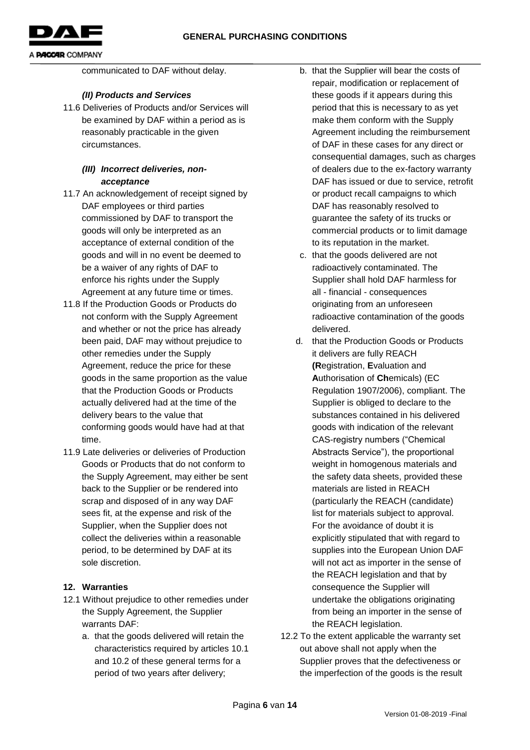communicated to DAF without delay.

***(II) Products and Services***

11.6 Deliveries of Products and/or Services will be examined by DAF within a period as is reasonably practicable in the given circumstances.

***(III) Incorrect deliveries, non-acceptance***

11.7 An acknowledgement of receipt signed by DAF employees or third parties commissioned by DAF to transport the goods will only be interpreted as an acceptance of external condition of the goods and will in no event be deemed to be a waiver of any rights of DAF to enforce his rights under the Supply Agreement at any future time or times.

11.8 If the Production Goods or Products do not conform with the Supply Agreement and whether or not the price has already been paid, DAF may without prejudice to other remedies under the Supply Agreement, reduce the price for these goods in the same proportion as the value that the Production Goods or Products actually delivered had at the time of the delivery bears to the value that conforming goods would have had at that time.

11.9 Late deliveries or deliveries of Production Goods or Products that do not conform to the Supply Agreement, may either be sent back to the Supplier or be rendered into scrap and disposed of in any way DAF sees fit, at the expense and risk of the Supplier, when the Supplier does not collect the deliveries within a reasonable period, to be determined by DAF at its sole discretion.

## 12. Warranties

12.1 Without prejudice to other remedies under the Supply Agreement, the Supplier warrants DAF:

a. that the goods delivered will retain the characteristics required by articles 10.1 and 10.2 of these general terms for a period of two years after delivery;

b. that the Supplier will bear the costs of repair, modification or replacement of these goods if it appears during this period that this is necessary to as yet make them conform with the Supply Agreement including the reimbursement of DAF in these cases for any direct or consequential damages, such as charges of dealers due to the ex-factory warranty DAF has issued or due to service, retrofit or product recall campaigns to which DAF has reasonably resolved to guarantee the safety of its trucks or commercial products or to limit damage to its reputation in the market.

c. that the goods delivered are not radioactively contaminated. The Supplier shall hold DAF harmless for all - financial - consequences originating from an unforeseen radioactive contamination of the goods delivered.

d. that the Production Goods or Products it delivers are fully REACH **(R**egistration, **E**valuation and **A**uthorisation of **Ch**emicals) (EC Regulation 1907/2006), compliant. The Supplier is obliged to declare to the substances contained in his delivered goods with indication of the relevant CAS-registry numbers ("Chemical Abstracts Service"), the proportional weight in homogenous materials and the safety data sheets, provided these materials are listed in REACH (particularly the REACH (candidate) list for materials subject to approval. For the avoidance of doubt it is explicitly stipulated that with regard to supplies into the European Union DAF will not act as importer in the sense of the REACH legislation and that by consequence the Supplier will undertake the obligations originating from being an importer in the sense of the REACH legislation.

12.2 To the extent applicable the warranty set out above shall not apply when the Supplier proves that the defectiveness or the imperfection of the goods is the result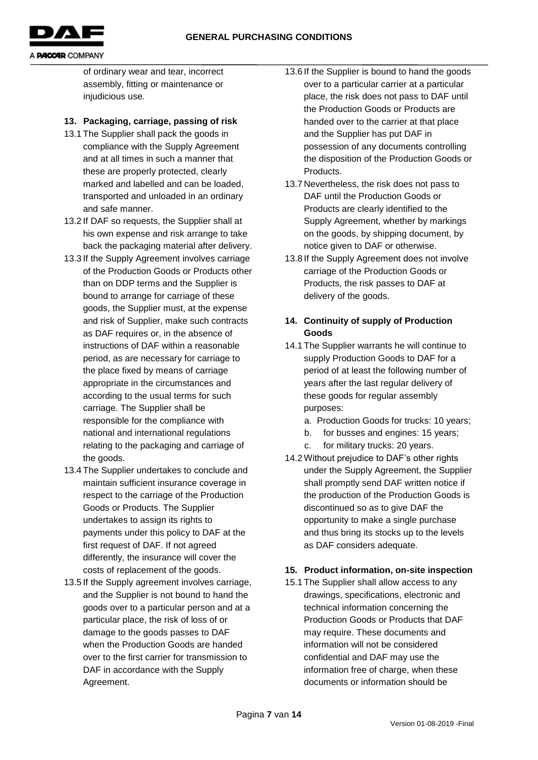of ordinary wear and tear, incorrect assembly, fitting or maintenance or injudicious use.

## 13. Packaging, carriage, passing of risk

13.1 The Supplier shall pack the goods in compliance with the Supply Agreement and at all times in such a manner that these are properly protected, clearly marked and labelled and can be loaded, transported and unloaded in an ordinary and safe manner.

13.2 If DAF so requests, the Supplier shall at his own expense and risk arrange to take back the packaging material after delivery.

13.3 If the Supply Agreement involves carriage of the Production Goods or Products other than on DDP terms and the Supplier is bound to arrange for carriage of these goods, the Supplier must, at the expense and risk of Supplier, make such contracts as DAF requires or, in the absence of instructions of DAF within a reasonable period, as are necessary for carriage to the place fixed by means of carriage appropriate in the circumstances and according to the usual terms for such carriage. The Supplier shall be responsible for the compliance with national and international regulations relating to the packaging and carriage of the goods.

13.4 The Supplier undertakes to conclude and maintain sufficient insurance coverage in respect to the carriage of the Production Goods or Products. The Supplier undertakes to assign its rights to payments under this policy to DAF at the first request of DAF. If not agreed differently, the insurance will cover the costs of replacement of the goods.

13.5 If the Supply agreement involves carriage, and the Supplier is not bound to hand the goods over to a particular person and at a particular place, the risk of loss of or damage to the goods passes to DAF when the Production Goods are handed over to the first carrier for transmission to DAF in accordance with the Supply Agreement.

13.6 If the Supplier is bound to hand the goods over to a particular carrier at a particular place, the risk does not pass to DAF until the Production Goods or Products are handed over to the carrier at that place and the Supplier has put DAF in possession of any documents controlling the disposition of the Production Goods or Products.

13.7 Nevertheless, the risk does not pass to DAF until the Production Goods or Products are clearly identified to the Supply Agreement, whether by markings on the goods, by shipping document, by notice given to DAF or otherwise.

13.8 If the Supply Agreement does not involve carriage of the Production Goods or Products, the risk passes to DAF at delivery of the goods.

## 14. Continuity of supply of Production Goods

14.1 The Supplier warrants he will continue to supply Production Goods to DAF for a period of at least the following number of years after the last regular delivery of these goods for regular assembly purposes:

a. Production Goods for trucks: 10 years;
b. for busses and engines: 15 years;
c. for military trucks: 20 years.

14.2 Without prejudice to DAF's other rights under the Supply Agreement, the Supplier shall promptly send DAF written notice if the production of the Production Goods is discontinued so as to give DAF the opportunity to make a single purchase and thus bring its stocks up to the levels as DAF considers adequate.

## 15. Product information, on-site inspection

15.1 The Supplier shall allow access to any drawings, specifications, electronic and technical information concerning the Production Goods or Products that DAF may require. These documents and information will not be considered confidential and DAF may use the information free of charge, when these documents or information should be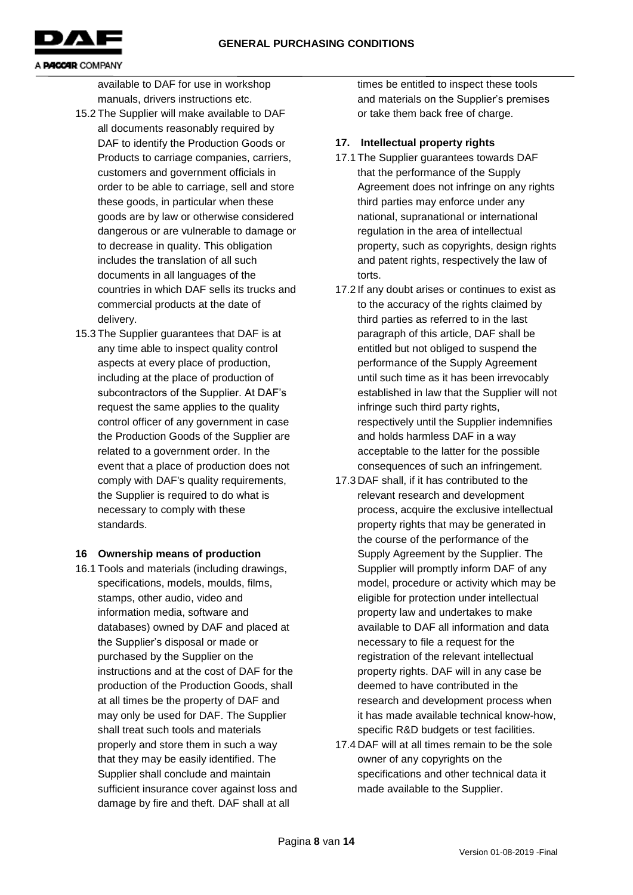available to DAF for use in workshop manuals, drivers instructions etc.

15.2 The Supplier will make available to DAF all documents reasonably required by DAF to identify the Production Goods or Products to carriage companies, carriers, customers and government officials in order to be able to carriage, sell and store these goods, in particular when these goods are by law or otherwise considered dangerous or are vulnerable to damage or to decrease in quality. This obligation includes the translation of all such documents in all languages of the countries in which DAF sells its trucks and commercial products at the date of delivery.

15.3 The Supplier guarantees that DAF is at any time able to inspect quality control aspects at every place of production, including at the place of production of subcontractors of the Supplier. At DAF's request the same applies to the quality control officer of any government in case the Production Goods of the Supplier are related to a government order. In the event that a place of production does not comply with DAF's quality requirements, the Supplier is required to do what is necessary to comply with these standards.

**16 Ownership means of production**

16.1 Tools and materials (including drawings, specifications, models, moulds, films, stamps, other audio, video and information media, software and databases) owned by DAF and placed at the Supplier's disposal or made or purchased by the Supplier on the instructions and at the cost of DAF for the production of the Production Goods, shall at all times be the property of DAF and may only be used for DAF. The Supplier shall treat such tools and materials properly and store them in such a way that they may be easily identified. The Supplier shall conclude and maintain sufficient insurance cover against loss and damage by fire and theft. DAF shall at all times be entitled to inspect these tools and materials on the Supplier's premises or take them back free of charge.

**17. Intellectual property rights**

17.1 The Supplier guarantees towards DAF that the performance of the Supply Agreement does not infringe on any rights third parties may enforce under any national, supranational or international regulation in the area of intellectual property, such as copyrights, design rights and patent rights, respectively the law of torts.

17.2 If any doubt arises or continues to exist as to the accuracy of the rights claimed by third parties as referred to in the last paragraph of this article, DAF shall be entitled but not obliged to suspend the performance of the Supply Agreement until such time as it has been irrevocably established in law that the Supplier will not infringe such third party rights, respectively until the Supplier indemnifies and holds harmless DAF in a way acceptable to the latter for the possible consequences of such an infringement.

17.3 DAF shall, if it has contributed to the relevant research and development process, acquire the exclusive intellectual property rights that may be generated in the course of the performance of the Supply Agreement by the Supplier. The Supplier will promptly inform DAF of any model, procedure or activity which may be eligible for protection under intellectual property law and undertakes to make available to DAF all information and data necessary to file a request for the registration of the relevant intellectual property rights. DAF will in any case be deemed to have contributed in the research and development process when it has made available technical know-how, specific R&D budgets or test facilities.

17.4 DAF will at all times remain to be the sole owner of any copyrights on the specifications and other technical data it made available to the Supplier.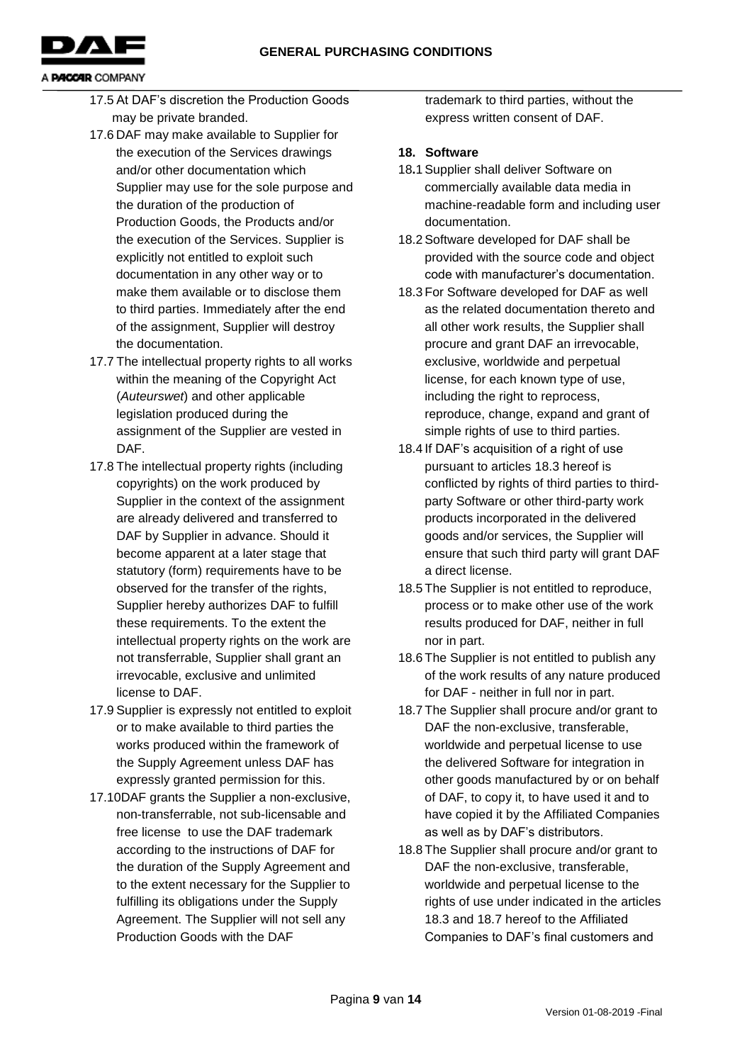17.5 At DAF's discretion the Production Goods may be private branded.

17.6 DAF may make available to Supplier for the execution of the Services drawings and/or other documentation which Supplier may use for the sole purpose and the duration of the production of Production Goods, the Products and/or the execution of the Services. Supplier is explicitly not entitled to exploit such documentation in any other way or to make them available or to disclose them to third parties. Immediately after the end of the assignment, Supplier will destroy the documentation.

17.7 The intellectual property rights to all works within the meaning of the Copyright Act (*Auteurswet*) and other applicable legislation produced during the assignment of the Supplier are vested in DAF.

17.8 The intellectual property rights (including copyrights) on the work produced by Supplier in the context of the assignment are already delivered and transferred to DAF by Supplier in advance. Should it become apparent at a later stage that statutory (form) requirements have to be observed for the transfer of the rights, Supplier hereby authorizes DAF to fulfill these requirements. To the extent the intellectual property rights on the work are not transferrable, Supplier shall grant an irrevocable, exclusive and unlimited license to DAF.

17.9 Supplier is expressly not entitled to exploit or to make available to third parties the works produced within the framework of the Supply Agreement unless DAF has expressly granted permission for this.

17.10 DAF grants the Supplier a non-exclusive, non-transferrable, not sub-licensable and free license to use the DAF trademark according to the instructions of DAF for the duration of the Supply Agreement and to the extent necessary for the Supplier to fulfilling its obligations under the Supply Agreement. The Supplier will not sell any Production Goods with the DAF trademark to third parties, without the express written consent of DAF.

**18. Software**

18.1 Supplier shall deliver Software on commercially available data media in machine-readable form and including user documentation.

18.2 Software developed for DAF shall be provided with the source code and object code with manufacturer's documentation.

18.3 For Software developed for DAF as well as the related documentation thereto and all other work results, the Supplier shall procure and grant DAF an irrevocable, exclusive, worldwide and perpetual license, for each known type of use, including the right to reprocess, reproduce, change, expand and grant of simple rights of use to third parties.

18.4 If DAF's acquisition of a right of use pursuant to articles 18.3 hereof is conflicted by rights of third parties to third-party Software or other third-party work products incorporated in the delivered goods and/or services, the Supplier will ensure that such third party will grant DAF a direct license.

18.5 The Supplier is not entitled to reproduce, process or to make other use of the work results produced for DAF, neither in full nor in part.

18.6 The Supplier is not entitled to publish any of the work results of any nature produced for DAF - neither in full nor in part.

18.7 The Supplier shall procure and/or grant to DAF the non-exclusive, transferable, worldwide and perpetual license to use the delivered Software for integration in other goods manufactured by or on behalf of DAF, to copy it, to have used it and to have copied it by the Affiliated Companies as well as by DAF's distributors.

18.8 The Supplier shall procure and/or grant to DAF the non-exclusive, transferable, worldwide and perpetual license to the rights of use under indicated in the articles 18.3 and 18.7 hereof to the Affiliated Companies to DAF's final customers and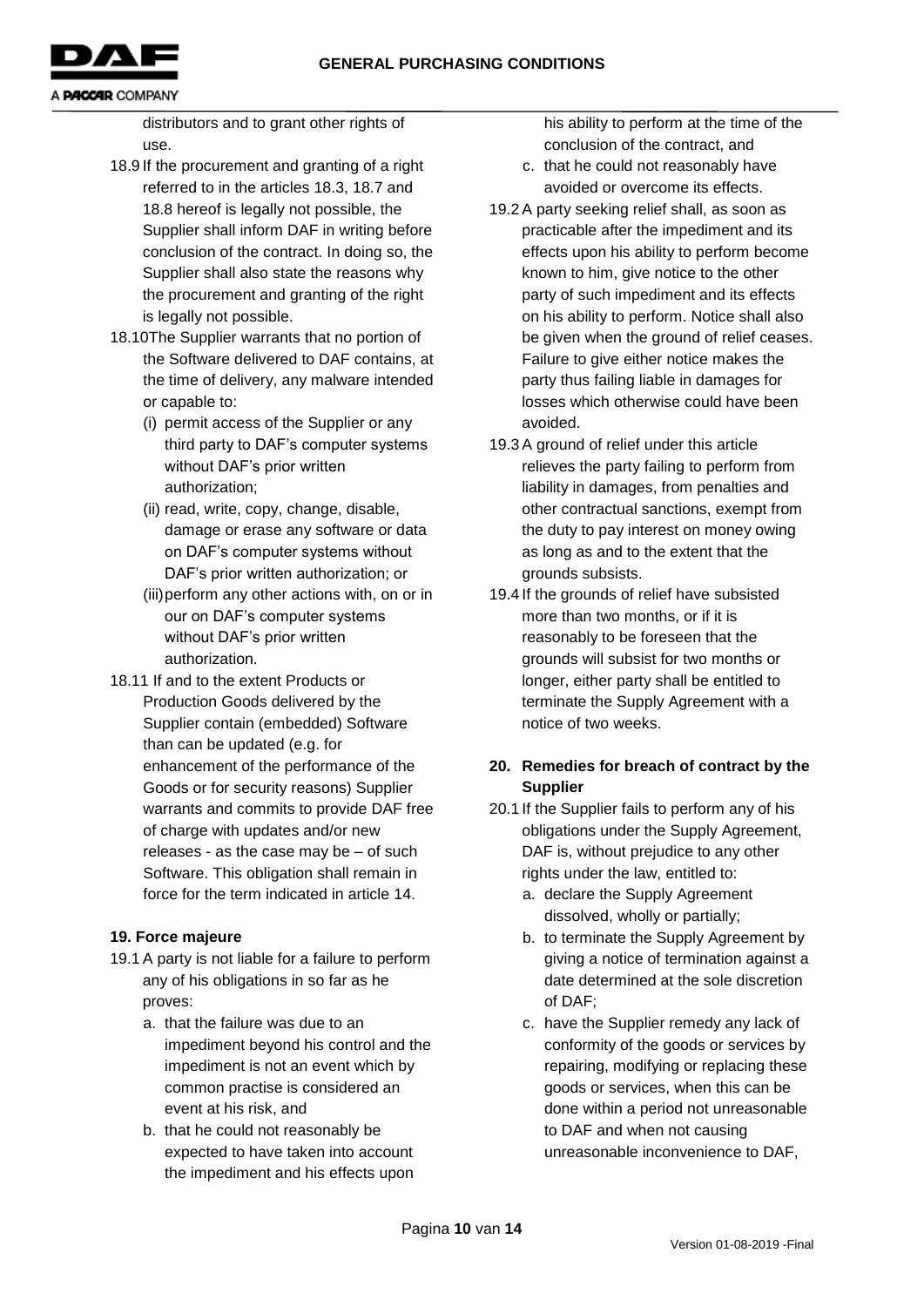distributors and to grant other rights of use.

18.9 If the procurement and granting of a right referred to in the articles 18.3, 18.7 and 18.8 hereof is legally not possible, the Supplier shall inform DAF in writing before conclusion of the contract. In doing so, the Supplier shall also state the reasons why the procurement and granting of the right is legally not possible.

18.10 The Supplier warrants that no portion of the Software delivered to DAF contains, at the time of delivery, any malware intended or capable to:

(i) permit access of the Supplier or any third party to DAF's computer systems without DAF's prior written authorization;

(ii) read, write, copy, change, disable, damage or erase any software or data on DAF's computer systems without DAF's prior written authorization; or

(iii) perform any other actions with, on or in our on DAF's computer systems without DAF's prior written authorization.

18.11 If and to the extent Products or Production Goods delivered by the Supplier contain (embedded) Software than can be updated (e.g. for enhancement of the performance of the Goods or for security reasons) Supplier warrants and commits to provide DAF free of charge with updates and/or new releases - as the case may be – of such Software. This obligation shall remain in force for the term indicated in article 14.

**19. Force majeure**

19.1 A party is not liable for a failure to perform any of his obligations in so far as he proves:

a. that the failure was due to an impediment beyond his control and the impediment is not an event which by common practise is considered an event at his risk, and

b. that he could not reasonably be expected to have taken into account the impediment and his effects upon his ability to perform at the time of the conclusion of the contract, and

c. that he could not reasonably have avoided or overcome its effects.

19.2 A party seeking relief shall, as soon as practicable after the impediment and its effects upon his ability to perform become known to him, give notice to the other party of such impediment and its effects on his ability to perform. Notice shall also be given when the ground of relief ceases. Failure to give either notice makes the party thus failing liable in damages for losses which otherwise could have been avoided.

19.3 A ground of relief under this article relieves the party failing to perform from liability in damages, from penalties and other contractual sanctions, exempt from the duty to pay interest on money owing as long as and to the extent that the grounds subsists.

19.4 If the grounds of relief have subsisted more than two months, or if it is reasonably to be foreseen that the grounds will subsist for two months or longer, either party shall be entitled to terminate the Supply Agreement with a notice of two weeks.

**20. Remedies for breach of contract by the Supplier**

20.1 If the Supplier fails to perform any of his obligations under the Supply Agreement, DAF is, without prejudice to any other rights under the law, entitled to:

a. declare the Supply Agreement dissolved, wholly or partially;

b. to terminate the Supply Agreement by giving a notice of termination against a date determined at the sole discretion of DAF;

c. have the Supplier remedy any lack of conformity of the goods or services by repairing, modifying or replacing these goods or services, when this can be done within a period not unreasonable to DAF and when not causing unreasonable inconvenience to DAF,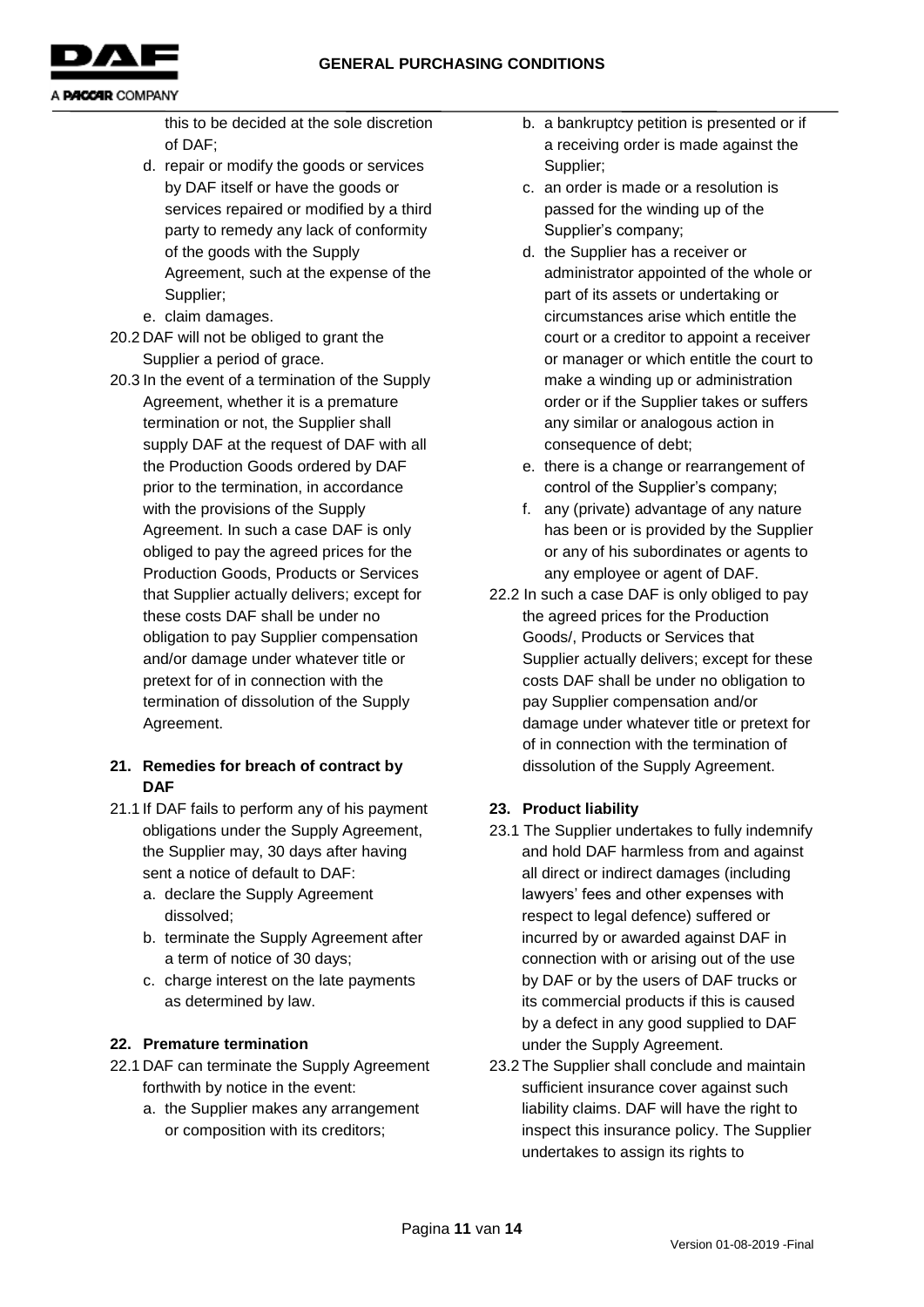this to be decided at the sole discretion of DAF;

d. repair or modify the goods or services by DAF itself or have the goods or services repaired or modified by a third party to remedy any lack of conformity of the goods with the Supply Agreement, such at the expense of the Supplier;
e. claim damages.

20.2 DAF will not be obliged to grant the Supplier a period of grace.

20.3 In the event of a termination of the Supply Agreement, whether it is a premature termination or not, the Supplier shall supply DAF at the request of DAF with all the Production Goods ordered by DAF prior to the termination, in accordance with the provisions of the Supply Agreement. In such a case DAF is only obliged to pay the agreed prices for the Production Goods, Products or Services that Supplier actually delivers; except for these costs DAF shall be under no obligation to pay Supplier compensation and/or damage under whatever title or pretext for of in connection with the termination of dissolution of the Supply Agreement.

## 21. Remedies for breach of contract by DAF

21.1 If DAF fails to perform any of his payment obligations under the Supply Agreement, the Supplier may, 30 days after having sent a notice of default to DAF:

a. declare the Supply Agreement dissolved;
b. terminate the Supply Agreement after a term of notice of 30 days;
c. charge interest on the late payments as determined by law.

## 22. Premature termination

22.1 DAF can terminate the Supply Agreement forthwith by notice in the event:

a. the Supplier makes any arrangement or composition with its creditors;
b. a bankruptcy petition is presented or if a receiving order is made against the Supplier;
c. an order is made or a resolution is passed for the winding up of the Supplier's company;
d. the Supplier has a receiver or administrator appointed of the whole or part of its assets or undertaking or circumstances arise which entitle the court or a creditor to appoint a receiver or manager or which entitle the court to make a winding up or administration order or if the Supplier takes or suffers any similar or analogous action in consequence of debt;
e. there is a change or rearrangement of control of the Supplier's company;
f. any (private) advantage of any nature has been or is provided by the Supplier or any of his subordinates or agents to any employee or agent of DAF.

22.2 In such a case DAF is only obliged to pay the agreed prices for the Production Goods/, Products or Services that Supplier actually delivers; except for these costs DAF shall be under no obligation to pay Supplier compensation and/or damage under whatever title or pretext for of in connection with the termination of dissolution of the Supply Agreement.

## 23. Product liability

23.1 The Supplier undertakes to fully indemnify and hold DAF harmless from and against all direct or indirect damages (including lawyers' fees and other expenses with respect to legal defence) suffered or incurred by or awarded against DAF in connection with or arising out of the use by DAF or by the users of DAF trucks or its commercial products if this is caused by a defect in any good supplied to DAF under the Supply Agreement.

23.2 The Supplier shall conclude and maintain sufficient insurance cover against such liability claims. DAF will have the right to inspect this insurance policy. The Supplier undertakes to assign its rights to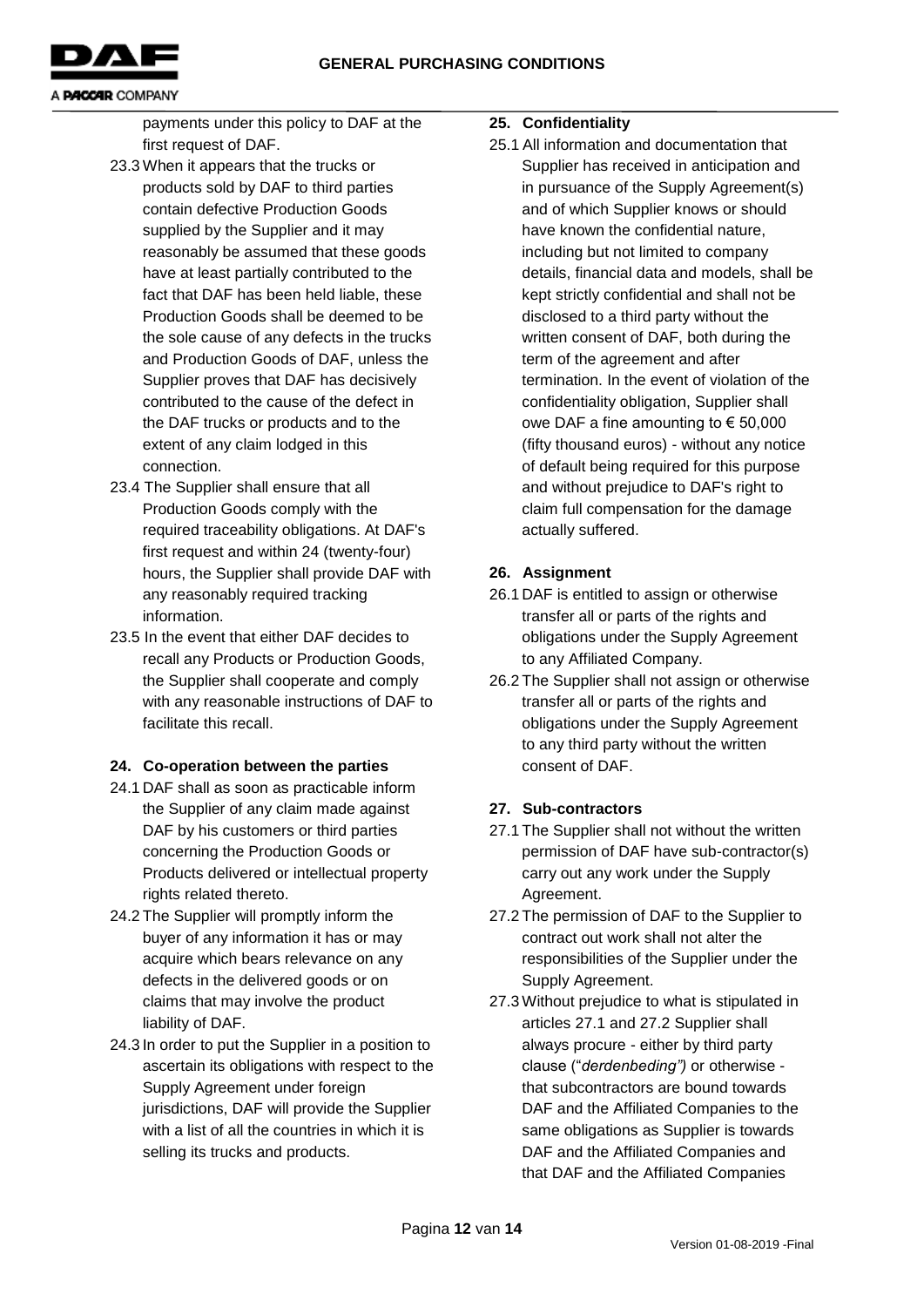payments under this policy to DAF at the first request of DAF.

23.3 When it appears that the trucks or products sold by DAF to third parties contain defective Production Goods supplied by the Supplier and it may reasonably be assumed that these goods have at least partially contributed to the fact that DAF has been held liable, these Production Goods shall be deemed to be the sole cause of any defects in the trucks and Production Goods of DAF, unless the Supplier proves that DAF has decisively contributed to the cause of the defect in the DAF trucks or products and to the extent of any claim lodged in this connection.

23.4 The Supplier shall ensure that all Production Goods comply with the required traceability obligations. At DAF's first request and within 24 (twenty-four) hours, the Supplier shall provide DAF with any reasonably required tracking information.

23.5 In the event that either DAF decides to recall any Products or Production Goods, the Supplier shall cooperate and comply with any reasonable instructions of DAF to facilitate this recall.

## 24. Co-operation between the parties

24.1 DAF shall as soon as practicable inform the Supplier of any claim made against DAF by his customers or third parties concerning the Production Goods or Products delivered or intellectual property rights related thereto.

24.2 The Supplier will promptly inform the buyer of any information it has or may acquire which bears relevance on any defects in the delivered goods or on claims that may involve the product liability of DAF.

24.3 In order to put the Supplier in a position to ascertain its obligations with respect to the Supply Agreement under foreign jurisdictions, DAF will provide the Supplier with a list of all the countries in which it is selling its trucks and products.

## 25. Confidentiality

25.1 All information and documentation that Supplier has received in anticipation and in pursuance of the Supply Agreement(s) and of which Supplier knows or should have known the confidential nature, including but not limited to company details, financial data and models, shall be kept strictly confidential and shall not be disclosed to a third party without the written consent of DAF, both during the term of the agreement and after termination. In the event of violation of the confidentiality obligation, Supplier shall owe DAF a fine amounting to € 50,000 (fifty thousand euros) - without any notice of default being required for this purpose and without prejudice to DAF's right to claim full compensation for the damage actually suffered.

## 26. Assignment

26.1 DAF is entitled to assign or otherwise transfer all or parts of the rights and obligations under the Supply Agreement to any Affiliated Company.

26.2 The Supplier shall not assign or otherwise transfer all or parts of the rights and obligations under the Supply Agreement to any third party without the written consent of DAF.

## 27. Sub-contractors

27.1 The Supplier shall not without the written permission of DAF have sub-contractor(s) carry out any work under the Supply Agreement.

27.2 The permission of DAF to the Supplier to contract out work shall not alter the responsibilities of the Supplier under the Supply Agreement.

27.3 Without prejudice to what is stipulated in articles 27.1 and 27.2 Supplier shall always procure - either by third party clause ("*derdenbeding")* or otherwise - that subcontractors are bound towards DAF and the Affiliated Companies to the same obligations as Supplier is towards DAF and the Affiliated Companies and that DAF and the Affiliated Companies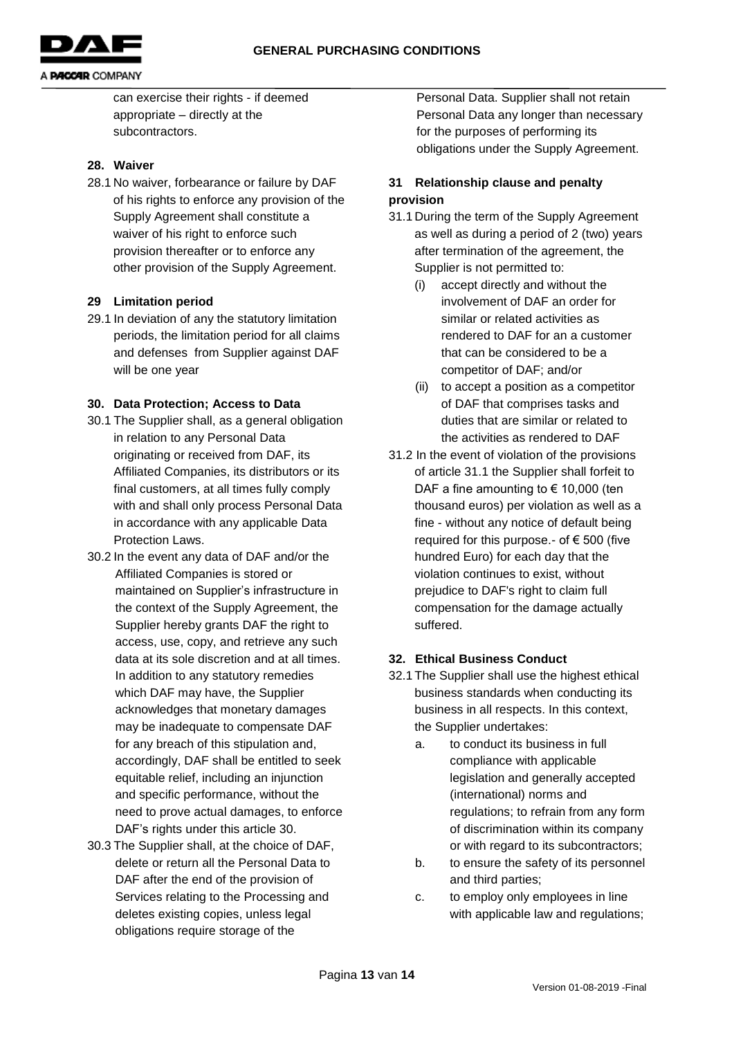can exercise their rights - if deemed appropriate – directly at the subcontractors.

**28. Waiver**

28.1 No waiver, forbearance or failure by DAF of his rights to enforce any provision of the Supply Agreement shall constitute a waiver of his right to enforce such provision thereafter or to enforce any other provision of the Supply Agreement.

**29 Limitation period**

29.1 In deviation of any the statutory limitation periods, the limitation period for all claims and defenses from Supplier against DAF will be one year

**30. Data Protection; Access to Data**

30.1 The Supplier shall, as a general obligation in relation to any Personal Data originating or received from DAF, its Affiliated Companies, its distributors or its final customers, at all times fully comply with and shall only process Personal Data in accordance with any applicable Data Protection Laws.

30.2 In the event any data of DAF and/or the Affiliated Companies is stored or maintained on Supplier's infrastructure in the context of the Supply Agreement, the Supplier hereby grants DAF the right to access, use, copy, and retrieve any such data at its sole discretion and at all times. In addition to any statutory remedies which DAF may have, the Supplier acknowledges that monetary damages may be inadequate to compensate DAF for any breach of this stipulation and, accordingly, DAF shall be entitled to seek equitable relief, including an injunction and specific performance, without the need to prove actual damages, to enforce DAF's rights under this article 30.

30.3 The Supplier shall, at the choice of DAF, delete or return all the Personal Data to DAF after the end of the provision of Services relating to the Processing and deletes existing copies, unless legal obligations require storage of the Personal Data. Supplier shall not retain Personal Data any longer than necessary for the purposes of performing its obligations under the Supply Agreement.

**31 Relationship clause and penalty provision**

31.1 During the term of the Supply Agreement as well as during a period of 2 (two) years after termination of the agreement, the Supplier is not permitted to:

- (i) accept directly and without the involvement of DAF an order for similar or related activities as rendered to DAF for an a customer that can be considered to be a competitor of DAF; and/or
- (ii) to accept a position as a competitor of DAF that comprises tasks and duties that are similar or related to the activities as rendered to DAF

31.2 In the event of violation of the provisions of article 31.1 the Supplier shall forfeit to DAF a fine amounting to € 10,000 (ten thousand euros) per violation as well as a fine - without any notice of default being required for this purpose.- of € 500 (five hundred Euro) for each day that the violation continues to exist, without prejudice to DAF's right to claim full compensation for the damage actually suffered.

**32. Ethical Business Conduct**

32.1 The Supplier shall use the highest ethical business standards when conducting its business in all respects. In this context, the Supplier undertakes:

- a. to conduct its business in full compliance with applicable legislation and generally accepted (international) norms and regulations; to refrain from any form of discrimination within its company or with regard to its subcontractors;
- b. to ensure the safety of its personnel and third parties;
- c. to employ only employees in line with applicable law and regulations;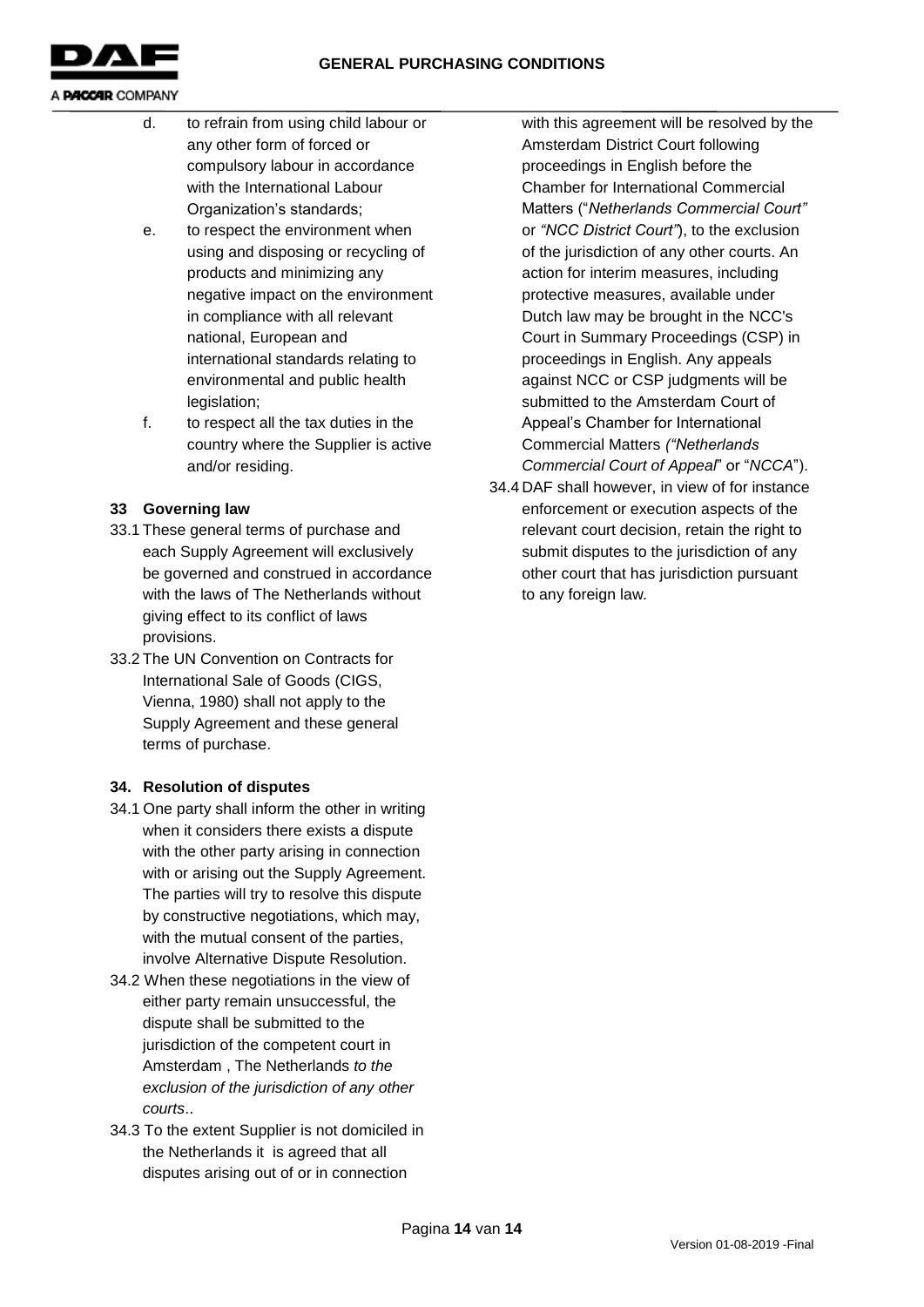d. to refrain from using child labour or any other form of forced or compulsory labour in accordance with the International Labour Organization's standards;

e. to respect the environment when using and disposing or recycling of products and minimizing any negative impact on the environment in compliance with all relevant national, European and international standards relating to environmental and public health legislation;

f. to respect all the tax duties in the country where the Supplier is active and/or residing.

**33 Governing law**

33.1 These general terms of purchase and each Supply Agreement will exclusively be governed and construed in accordance with the laws of The Netherlands without giving effect to its conflict of laws provisions.

33.2 The UN Convention on Contracts for International Sale of Goods (CIGS, Vienna, 1980) shall not apply to the Supply Agreement and these general terms of purchase.

**34. Resolution of disputes**

34.1 One party shall inform the other in writing when it considers there exists a dispute with the other party arising in connection with or arising out the Supply Agreement. The parties will try to resolve this dispute by constructive negotiations, which may, with the mutual consent of the parties, involve Alternative Dispute Resolution.

34.2 When these negotiations in the view of either party remain unsuccessful, the dispute shall be submitted to the jurisdiction of the competent court in Amsterdam , The Netherlands *to the exclusion of the jurisdiction of any other courts*..

34.3 To the extent Supplier is not domiciled in the Netherlands it is agreed that all disputes arising out of or in connection with this agreement will be resolved by the Amsterdam District Court following proceedings in English before the Chamber for International Commercial Matters ("*Netherlands Commercial Court"* or *"NCC District Court"*), to the exclusion of the jurisdiction of any other courts. An action for interim measures, including protective measures, available under Dutch law may be brought in the NCC's Court in Summary Proceedings (CSP) in proceedings in English. Any appeals against NCC or CSP judgments will be submitted to the Amsterdam Court of Appeal's Chamber for International Commercial Matters *("Netherlands Commercial Court of Appeal*" or "*NCCA*").

34.4 DAF shall however, in view of for instance enforcement or execution aspects of the relevant court decision, retain the right to submit disputes to the jurisdiction of any other court that has jurisdiction pursuant to any foreign law.